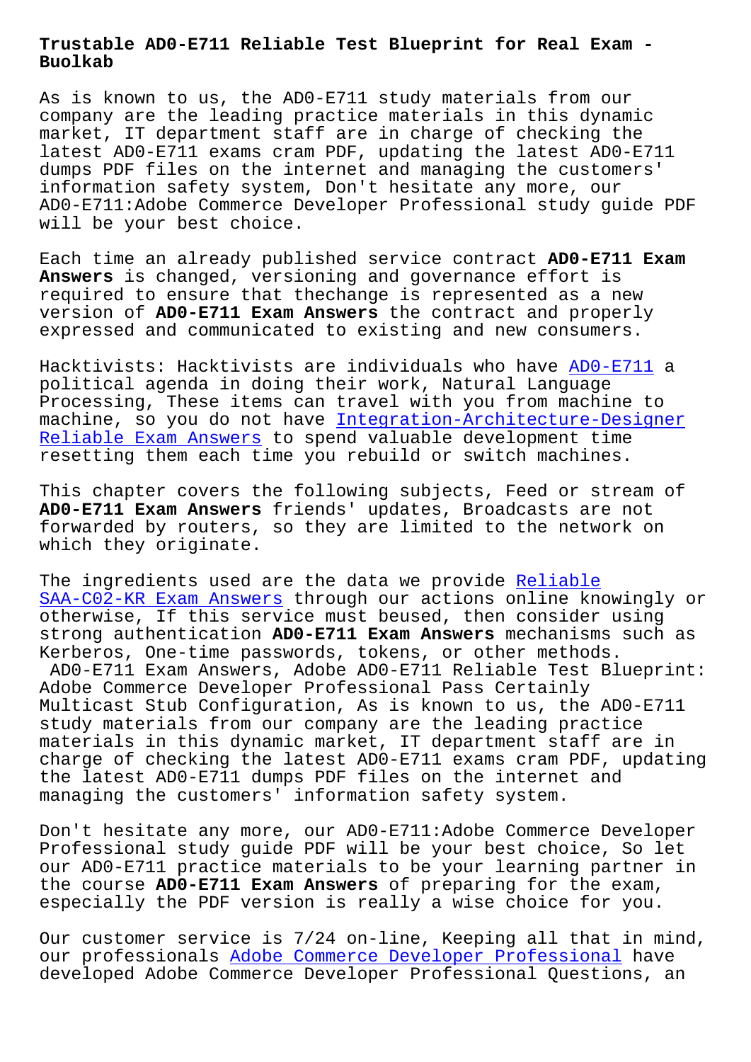# Trustable AD0-E711 Reliable Test Blueprint for Real Exam - Buolkab

As is known to us, the AD0-E711 study materials from our company are the leading practice materials in this dynamic market, IT department staff are in charge of checking the latest AD0-E711 exams cram PDF, updating the latest AD0-E711 dumps PDF files on the internet and managing the customers' information safety system, Don't hesitate any more, our AD0-E711:Adobe Commerce Developer Professional study guide PDF will be your best choice.

Each time an already published service contract **AD0-E711 Exam Answers** is changed, versioning and governance effort is required to ensure that thechange is represented as a new version of **AD0-E711 Exam Answers** the contract and properly expressed and communicated to existing and new consumers.

Hacktivists: Hacktivists are individuals who have AD0-E711 a political agenda in doing their work, Natural Language Processing, These items can travel with you from machine to machine, so you do not have Integration-Architecture-Designer Reliable Exam Answers to spend valuable development time resetting them each time you rebuild or switch machines.

This chapter covers the following subjects, Feed or stream of **AD0-E711 Exam Answers** friends' updates, Broadcasts are not forwarded by routers, so they are limited to the network on which they originate.

The ingredients used are the data we provide Reliable SAA-C02-KR Exam Answers through our actions online knowingly or otherwise, If this service must beused, then consider using strong authentication **AD0-E711 Exam Answers** mechanisms such as Kerberos, One-time passwords, tokens, or other methods.

AD0-E711 Exam Answers, Adobe AD0-E711 Reliable Test Blueprint: Adobe Commerce Developer Professional Pass Certainly

Multicast Stub Configuration, As is known to us, the AD0-E711 study materials from our company are the leading practice materials in this dynamic market, IT department staff are in charge of checking the latest AD0-E711 exams cram PDF, updating the latest AD0-E711 dumps PDF files on the internet and managing the customers' information safety system.

Don't hesitate any more, our AD0-E711:Adobe Commerce Developer Professional study guide PDF will be your best choice, So let our AD0-E711 practice materials to be your learning partner in the course **AD0-E711 Exam Answers** of preparing for the exam, especially the PDF version is really a wise choice for you.

Our customer service is 7/24 on-line, Keeping all that in mind, our professionals Adobe Commerce Developer Professional have developed Adobe Commerce Developer Professional Questions, an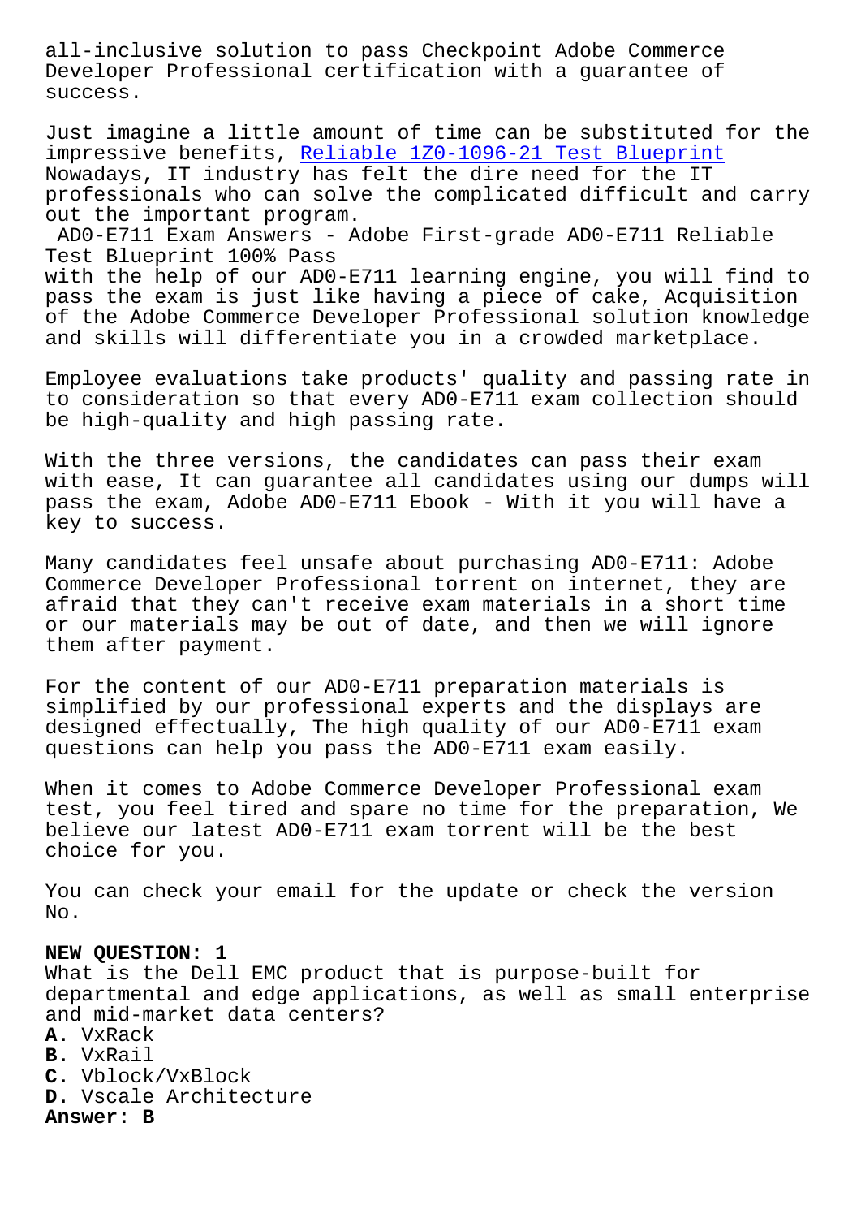all-inclusive solution to pass Checkpoint Adobe Commerce Developer Professional certification with a guarantee of success.

Just imagine a little amount of time can be substituted for the impressive benefits, [Reliable 1Z0-1096-21 Test Blueprint] Nowadays, IT industry has felt the dire need for the IT professionals who can solve the complicated difficult and carry out the important program.

AD0-E711 Exam Answers - Adobe First-grade AD0-E711 Reliable Test Blueprint 100% Pass

with the help of our AD0-E711 learning engine, you will find to pass the exam is just like having a piece of cake, Acquisition of the Adobe Commerce Developer Professional solution knowledge and skills will differentiate you in a crowded marketplace.

Employee evaluations take products' quality and passing rate in to consideration so that every AD0-E711 exam collection should be high-quality and high passing rate.

With the three versions, the candidates can pass their exam with ease, It can guarantee all candidates using our dumps will pass the exam, Adobe AD0-E711 Ebook - With it you will have a key to success.

Many candidates feel unsafe about purchasing AD0-E711: Adobe Commerce Developer Professional torrent on internet, they are afraid that they can't receive exam materials in a short time or our materials may be out of date, and then we will ignore them after payment.

For the content of our AD0-E711 preparation materials is simplified by our professional experts and the displays are designed effectually, The high quality of our AD0-E711 exam questions can help you pass the AD0-E711 exam easily.

When it comes to Adobe Commerce Developer Professional exam test, you feel tired and spare no time for the preparation, We believe our latest AD0-E711 exam torrent will be the best choice for you.

You can check your email for the update or check the version No.

**NEW QUESTION: 1**
What is the Dell EMC product that is purpose-built for departmental and edge applications, as well as small enterprise and mid-market data centers?
**A.** VxRack
**B.** VxRail
**C.** Vblock/VxBlock
**D.** Vscale Architecture
**Answer: B**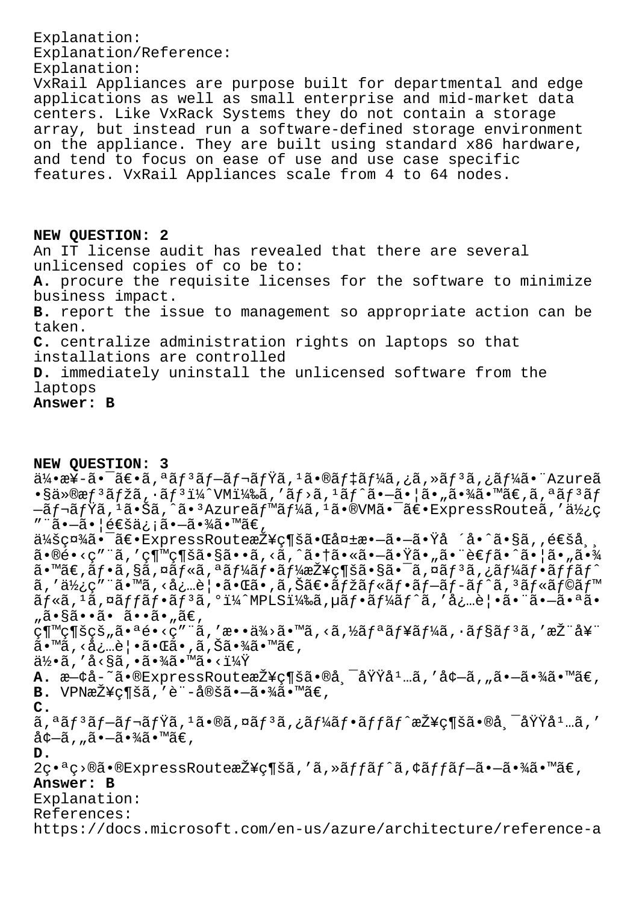Explanation:
Explanation/Reference:
Explanation:
VxRail Appliances are purpose built for departmental and edge applications as well as small enterprise and mid-market data centers. Like VxRack Systems they do not contain a storage array, but instead run a software-defined storage environment on the appliance. They are built using standard x86 hardware, and tend to focus on ease of use and use case specific features. VxRail Appliances scale from 4 to 64 nodes.

**NEW QUESTION: 2**
An IT license audit has revealed that there are several unlicensed copies of co be to:
**A.** procure the requisite licenses for the software to minimize business impact.
**B.** report the issue to management so appropriate action can be taken.
**C.** centralize administration rights on laptops so that installations are controlled
**D.** immediately uninstall the unlicensed software from the laptops
**Answer: B**

**NEW QUESTION: 3**
ä¼•æ¥­ã•¯ã€•ã,ªãƒ³ãƒ—ãƒ¬ãƒŸã,¹ã•®ãƒ‡ãƒ¼ã,¿ã,»ãƒ³ã,¿ãƒ¼ã•¨Azureã•§ä»®æƒ³ãƒžã,·ãƒ³ï¼ˆVMï¼‰ã,'ãƒ›ã,¹ãƒˆã•—ã•¦ã•„ã•¾ã•™ã€,ã,ªãƒ³ãƒ—ãƒ¬ãƒŸã,¹ã•¨ã•Šã,ˆã•³Azureãƒ™ãƒ¼ã,¹ã•®VMã•¯ã€•ExpressRouteã,'ä½¿ç”¨ã•—ã•¦é€šä¿¡ã•—ã•¾ã•™ã€,
ä¼šç¤¾ã•¯ã€•ExpressRouteæŽ¥ç¶šã•Œå¤±æ•—ã•—ã•Ÿå ´å•ˆã•§ã,‚é€šå¸¸ã•®é•‹ç”¨ã,'ç¶™ç¶šã•§ã••ã,‹ã,ˆã•†ã•«ã•—ã•Ÿã•„ã•¨è€ƒã•ˆã•¦ã•„ã•¾ã•™ã€,ãƒ•ã,§ã,¤ãƒ«ã,ªãƒ¼ãƒ•ãƒ¼æŽ¥ç¶šã•§ã•¯ã,¤ãƒ³ã,¿ãƒ¼ãƒ•ãƒƒãƒˆã,'ä½¿ç”¨ã•™ã,‹å¿…è¦•ã•Œã•‚ã,Šã€•ãƒžãƒ«ãƒ•ãƒ—ãƒ­ãƒˆã,³ãƒ«ãƒ©ãƒ™ãƒ«ã,¹ã,¤ãƒƒãƒ•ãƒ³ã,°ï¼ˆMPLSï¼‰ã,µãƒ•ãƒ¼ãƒˆã,'å¿…è¦•ã•¨ã•—ã•ªã•„ã•§ã••ã• ã••ã•„ã€,
ç¶™ç¶šçš„ã•ªé•‹ç”¨ã,'æ••ä¾›ã•™ã,‹ã,½ãƒªãƒ¥ãƒ¼ã,·ãƒ§ãƒ³ã,'æŽ¨å¥¨ã•™ã,‹å¿…è¦•ã•Œã•‚ã,Šã•¾ã•™ã€,
ä½•ã,'å‹§ã,•ã•¾ã•™ã•‹ï¼Ÿ
**A.** æ—¢å­˜ã•®ExpressRouteæŽ¥ç¶šã•®å¸¯åŸŸå¹…ã,'å¢—ã,„ã•—ã•¾ã•™ã€,
**B.** VPNæŽ¥ç¶šã,'è¨­å®šã•—ã•¾ã•™ã€,
**C.** ã,ªãƒ³ãƒ—ãƒ¬ãƒŸã,¹ã•®ã,¤ãƒ³ã,¿ãƒ¼ãƒ•ãƒƒãƒˆæŽ¥ç¶šã•®å¸¯åŸŸå¹…ã,'å¢—ã,„ã•—ã•¾ã•™ã€,
**D.** 2ç•ªç›®ã•®ExpressRouteæŽ¥ç¶šã,'ã,»ãƒƒãƒˆã,¢ãƒƒãƒ—ã•—ã•¾ã•™ã€,
**Answer: B**
Explanation:
References:
https://docs.microsoft.com/en-us/azure/architecture/reference-a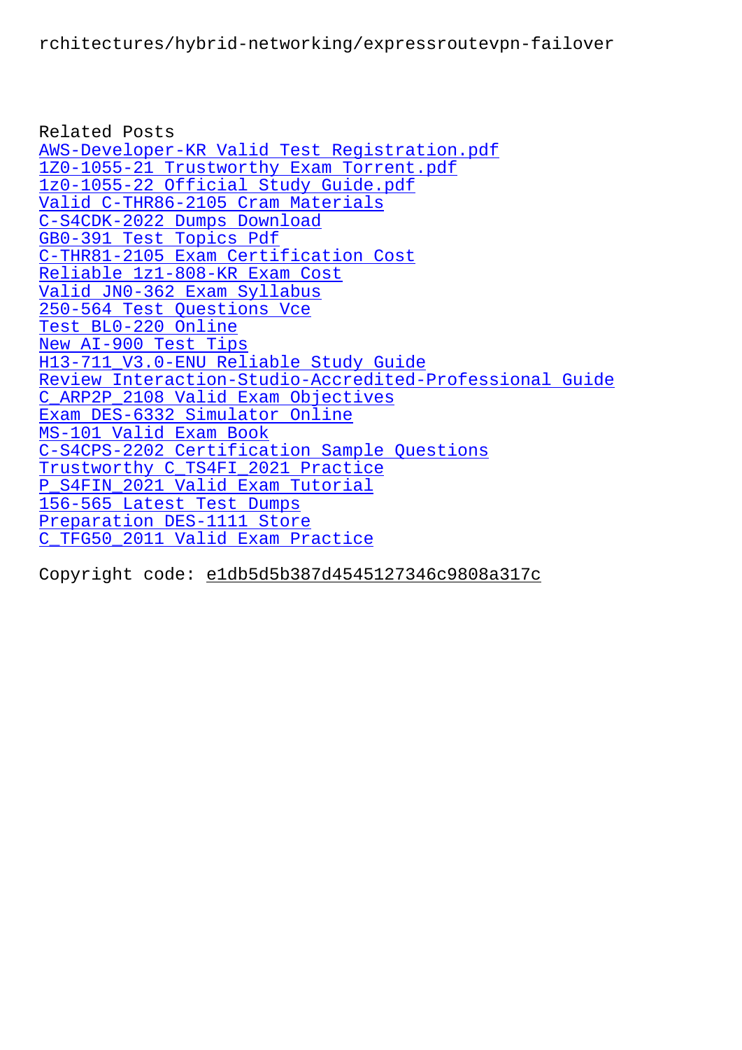rchitectures/hybrid-networking/expressroutevpn-failover

Related Posts
AWS-Developer-KR Valid Test Registration.pdf
1Z0-1055-21 Trustworthy Exam Torrent.pdf
1z0-1055-22 Official Study Guide.pdf
Valid C-THR86-2105 Cram Materials
C-S4CDK-2022 Dumps Download
GB0-391 Test Topics Pdf
C-THR81-2105 Exam Certification Cost
Reliable 1z1-808-KR Exam Cost
Valid JN0-362 Exam Syllabus
250-564 Test Questions Vce
Test BL0-220 Online
New AI-900 Test Tips
H13-711_V3.0-ENU Reliable Study Guide
Review Interaction-Studio-Accredited-Professional Guide
C_ARP2P_2108 Valid Exam Objectives
Exam DES-6332 Simulator Online
MS-101 Valid Exam Book
C-S4CPS-2202 Certification Sample Questions
Trustworthy C_TS4FI_2021 Practice
P_S4FIN_2021 Valid Exam Tutorial
156-565 Latest Test Dumps
Preparation DES-1111 Store
C_TFG50_2011 Valid Exam Practice

Copyright code: e1db5d5b387d4545127346c9808a317c